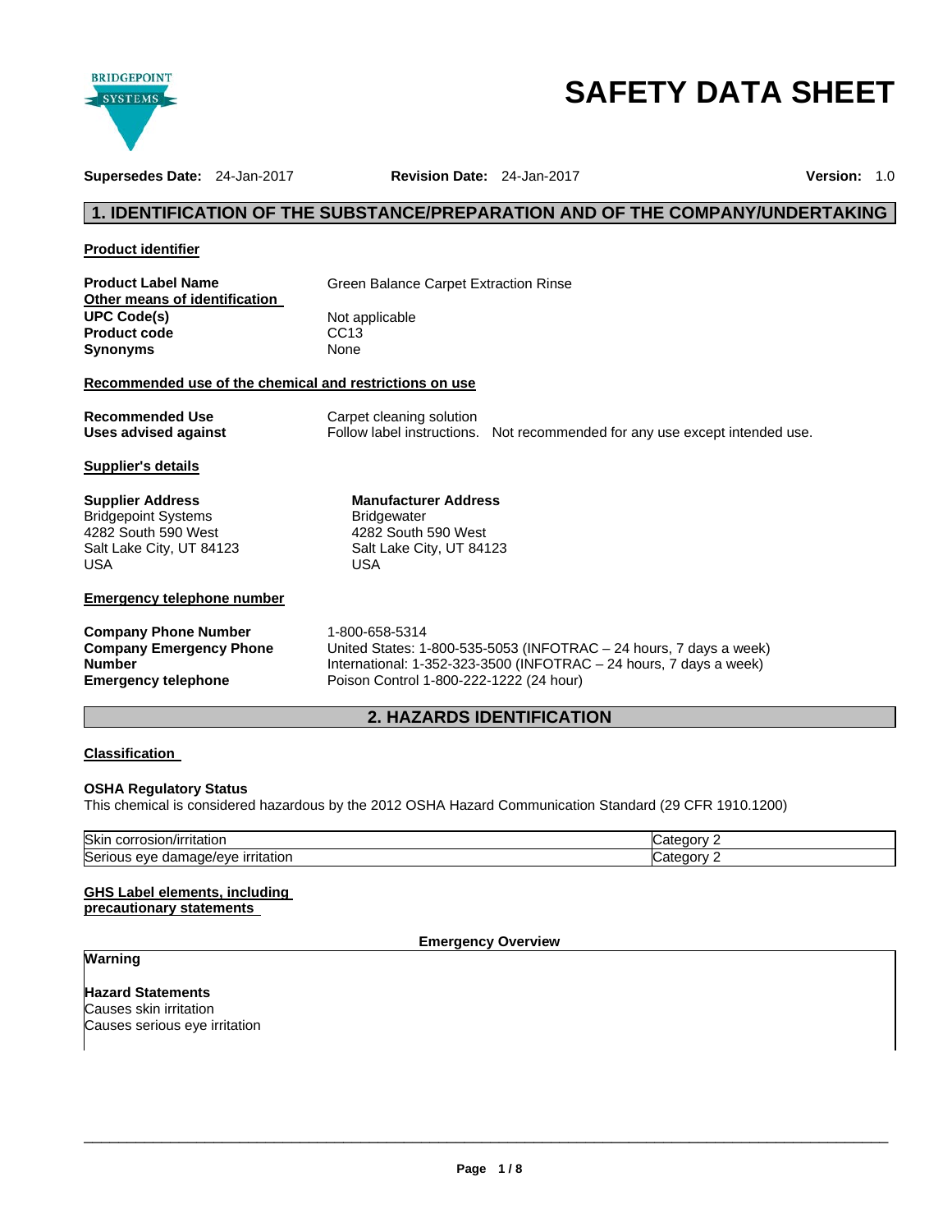# SAFETY DATA SHEET

**Supersedes Date:** 24-Jan-2017 **Revision Date:** 24-Jan-2017 **Version:** 1.0

## 1. IDENTIFICATION OF THE SUBSTANCE/PREPARATION AND OF THE COMPANY/UNDERTAKING

### Product identifier

**Product Label Name** Green Balance Carpet Extraction Rinse

**Other means of identification**

**UPC Code(s)** Not applicable
**Product code** CC13
**Synonyms** None

### Recommended use of the chemical and restrictions on use

**Recommended Use** Carpet cleaning solution
**Uses advised against** Follow label instructions. Not recommended for any use except intended use.

### Supplier's details

**Supplier Address**
Bridgepoint Systems
4282 South 590 West
Salt Lake City, UT 84123
USA

**Manufacturer Address**
Bridgewater
4282 South 590 West
Salt Lake City, UT 84123
USA

### Emergency telephone number

**Company Phone Number** 1-800-658-5314
**Company Emergency Phone Number** United States: 1-800-535-5053 (INFOTRAC – 24 hours, 7 days a week)
International: 1-352-323-3500 (INFOTRAC – 24 hours, 7 days a week)
**Emergency telephone** Poison Control 1-800-222-1222 (24 hour)

## 2. HAZARDS IDENTIFICATION

### Classification

**OSHA Regulatory Status**
This chemical is considered hazardous by the 2012 OSHA Hazard Communication Standard (29 CFR 1910.1200)

| | |
|---|---|
| Skin corrosion/irritation | Category 2 |
| Serious eye damage/eye irritation | Category 2 |

### GHS Label elements, including precautionary statements

**Emergency Overview**

**Warning**

**Hazard Statements**
Causes skin irritation
Causes serious eye irritation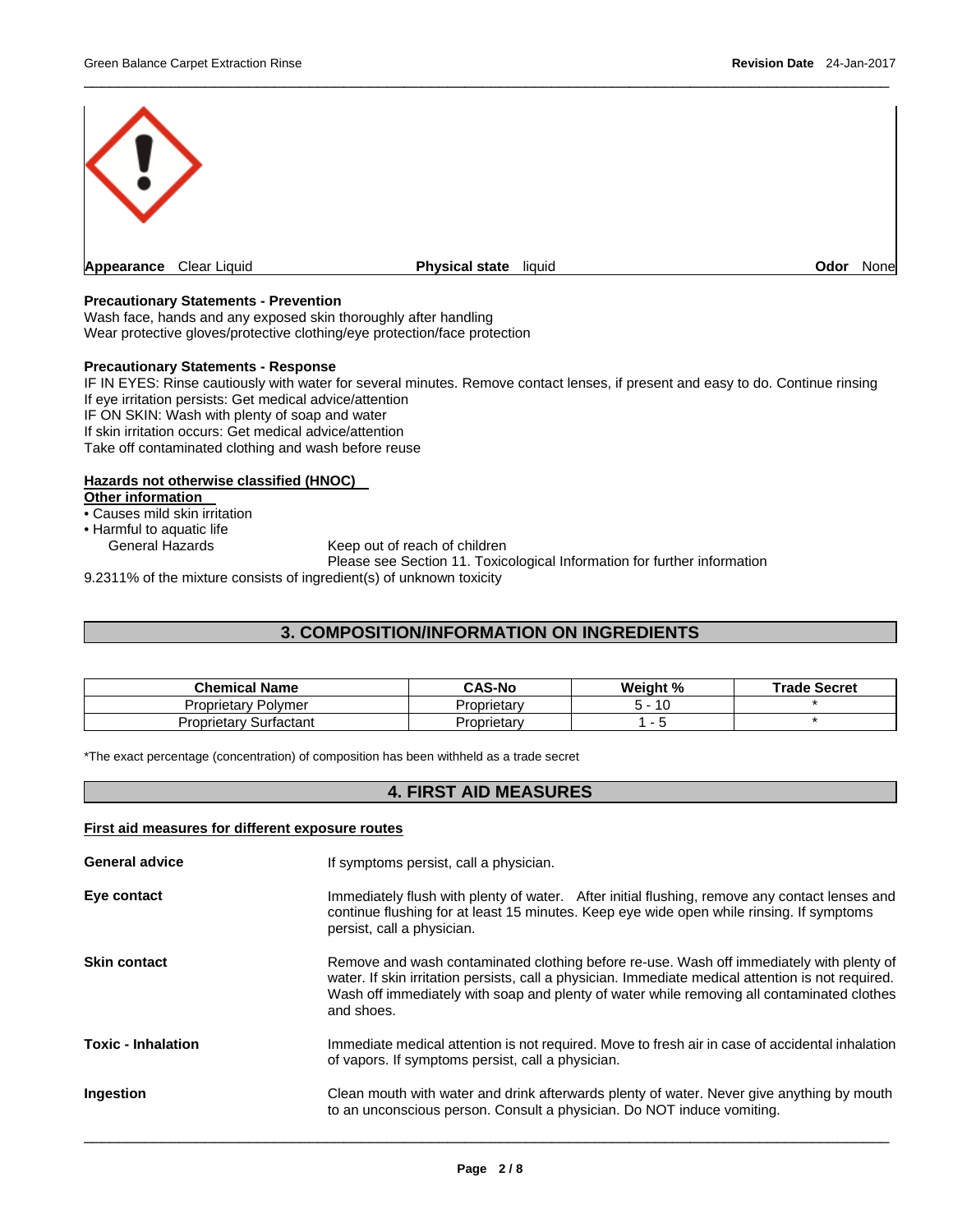**Appearance** Clear Liquid **Physical state** liquid **Odor** None

**Precautionary Statements - Prevention**
Wash face, hands and any exposed skin thoroughly after handling
Wear protective gloves/protective clothing/eye protection/face protection

**Precautionary Statements - Response**
IF IN EYES: Rinse cautiously with water for several minutes. Remove contact lenses, if present and easy to do. Continue rinsing
If eye irritation persists: Get medical advice/attention
IF ON SKIN: Wash with plenty of soap and water
If skin irritation occurs: Get medical advice/attention
Take off contaminated clothing and wash before reuse

**Hazards not otherwise classified (HNOC)**
**Other information**
- Causes mild skin irritation
- Harmful to aquatic life

General Hazards Keep out of reach of children
Please see Section 11. Toxicological Information for further information

9.2311% of the mixture consists of ingredient(s) of unknown toxicity

## 3. COMPOSITION/INFORMATION ON INGREDIENTS

| Chemical Name | CAS-No | Weight % | Trade Secret |
|---|---|---|---|
| Proprietary Polymer | Proprietary | 5 - 10 | * |
| Proprietary Surfactant | Proprietary | 1 - 5 | * |

*The exact percentage (concentration) of composition has been withheld as a trade secret

## 4. FIRST AID MEASURES

**First aid measures for different exposure routes**

**General advice** If symptoms persist, call a physician.

**Eye contact** Immediately flush with plenty of water. After initial flushing, remove any contact lenses and continue flushing for at least 15 minutes. Keep eye wide open while rinsing. If symptoms persist, call a physician.

**Skin contact** Remove and wash contaminated clothing before re-use. Wash off immediately with plenty of water. If skin irritation persists, call a physician. Immediate medical attention is not required. Wash off immediately with soap and plenty of water while removing all contaminated clothes and shoes.

**Toxic - Inhalation** Immediate medical attention is not required. Move to fresh air in case of accidental inhalation of vapors. If symptoms persist, call a physician.

**Ingestion** Clean mouth with water and drink afterwards plenty of water. Never give anything by mouth to an unconscious person. Consult a physician. Do NOT induce vomiting.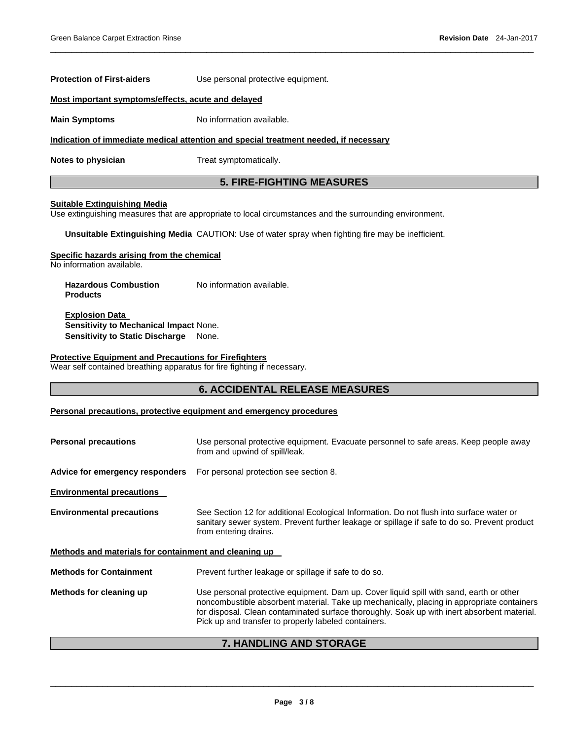**Protection of First-aiders** Use personal protective equipment.

**Most important symptoms/effects, acute and delayed**

**Main Symptoms** No information available.

**Indication of immediate medical attention and special treatment needed, if necessary**

**Notes to physician** Treat symptomatically.

## 5. FIRE-FIGHTING MEASURES

**Suitable Extinguishing Media**

Use extinguishing measures that are appropriate to local circumstances and the surrounding environment.

**Unsuitable Extinguishing Media** CAUTION: Use of water spray when fighting fire may be inefficient.

**Specific hazards arising from the chemical**

No information available.

**Hazardous Combustion Products** No information available.

**Explosion Data**

**Sensitivity to Mechanical Impact** None.

**Sensitivity to Static Discharge** None.

**Protective Equipment and Precautions for Firefighters**

Wear self contained breathing apparatus for fire fighting if necessary.

## 6. ACCIDENTAL RELEASE MEASURES

**Personal precautions, protective equipment and emergency procedures**

**Personal precautions** Use personal protective equipment. Evacuate personnel to safe areas. Keep people away from and upwind of spill/leak.

**Advice for emergency responders** For personal protection see section 8.

**Environmental precautions**

**Environmental precautions** See Section 12 for additional Ecological Information. Do not flush into surface water or sanitary sewer system. Prevent further leakage or spillage if safe to do so. Prevent product from entering drains.

**Methods and materials for containment and cleaning up**

**Methods for Containment** Prevent further leakage or spillage if safe to do so.

**Methods for cleaning up** Use personal protective equipment. Dam up. Cover liquid spill with sand, earth or other noncombustible absorbent material. Take up mechanically, placing in appropriate containers for disposal. Clean contaminated surface thoroughly. Soak up with inert absorbent material. Pick up and transfer to properly labeled containers.

## 7. HANDLING AND STORAGE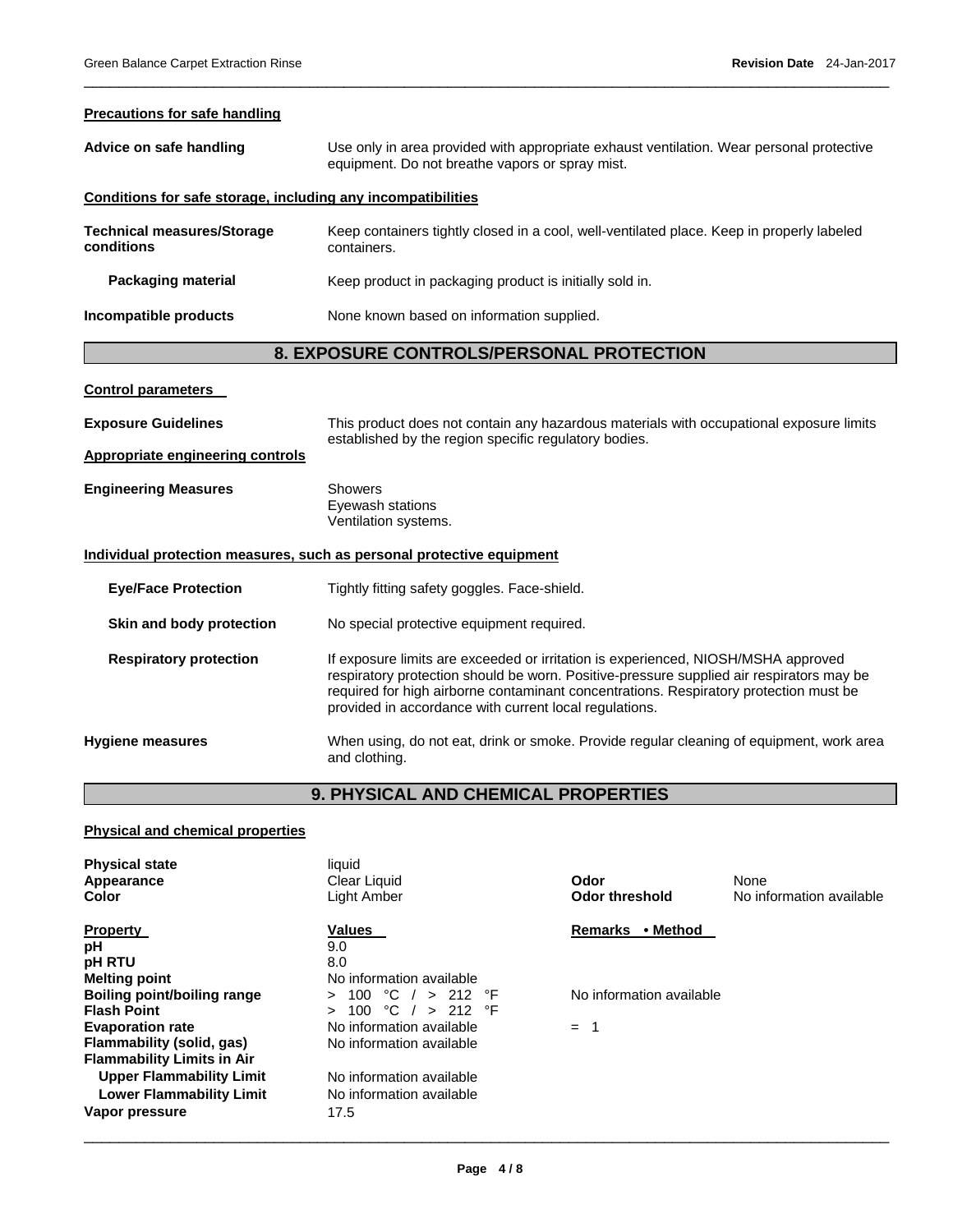**Precautions for safe handling**

| | |
|---|---|
| **Advice on safe handling** | Use only in area provided with appropriate exhaust ventilation. Wear personal protective equipment. Do not breathe vapors or spray mist. |

**Conditions for safe storage, including any incompatibilities**

| | |
|---|---|
| **Technical measures/Storage conditions** | Keep containers tightly closed in a cool, well-ventilated place. Keep in properly labeled containers. |
| **Packaging material** | Keep product in packaging product is initially sold in. |
| **Incompatible products** | None known based on information supplied. |

## 8. EXPOSURE CONTROLS/PERSONAL PROTECTION

**Control parameters**

| | |
|---|---|
| **Exposure Guidelines** | This product does not contain any hazardous materials with occupational exposure limits established by the region specific regulatory bodies. |

**Appropriate engineering controls**

| | |
|---|---|
| **Engineering Measures** | Showers<br>Eyewash stations<br>Ventilation systems. |

**Individual protection measures, such as personal protective equipment**

| | |
|---|---|
| **Eye/Face Protection** | Tightly fitting safety goggles. Face-shield. |
| **Skin and body protection** | No special protective equipment required. |
| **Respiratory protection** | If exposure limits are exceeded or irritation is experienced, NIOSH/MSHA approved respiratory protection should be worn. Positive-pressure supplied air respirators may be required for high airborne contaminant concentrations. Respiratory protection must be provided in accordance with current local regulations. |
| **Hygiene measures** | When using, do not eat, drink or smoke. Provide regular cleaning of equipment, work area and clothing. |

## 9. PHYSICAL AND CHEMICAL PROPERTIES

**Physical and chemical properties**

| | | | |
|---|---|---|---|
| **Physical state** | liquid | | |
| **Appearance** | Clear Liquid | **Odor** | None |
| **Color** | Light Amber | **Odor threshold** | No information available |

| **Property** | **Values** | **Remarks • Method** |
|---|---|---|
| **pH** | 9.0 | |
| **pH RTU** | 8.0 | |
| **Melting point** | No information available | |
| **Boiling point/boiling range** | > 100 °C / > 212 °F | No information available |
| **Flash Point** | > 100 °C / > 212 °F | |
| **Evaporation rate** | No information available | = 1 |
| **Flammability (solid, gas)** | No information available | |
| **Flammability Limits in Air** | | |
| **Upper Flammability Limit** | No information available | |
| **Lower Flammability Limit** | No information available | |
| **Vapor pressure** | 17.5 | |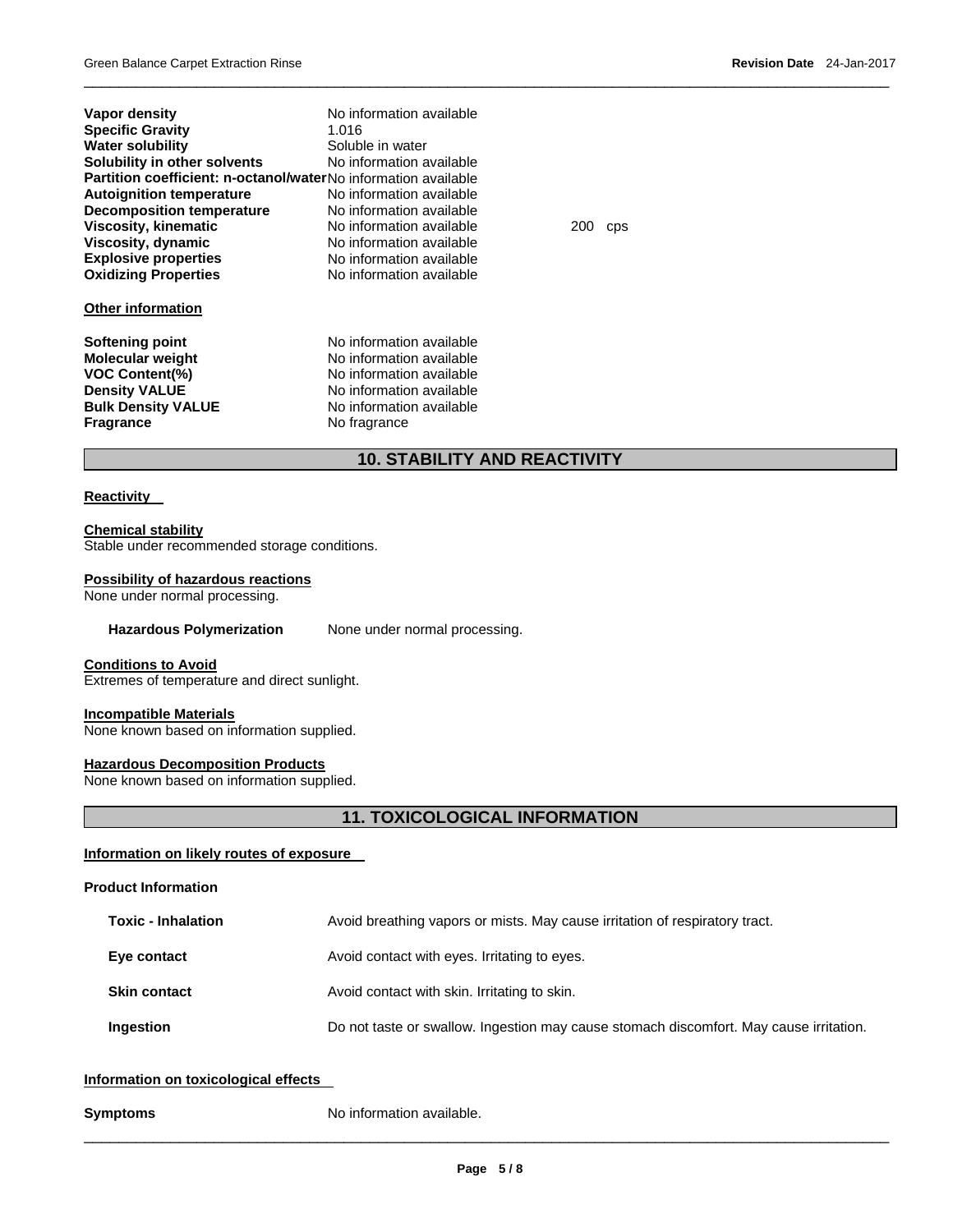| | | |
|---|---|---|
| **Vapor density** | No information available | |
| **Specific Gravity** | 1.016 | |
| **Water solubility** | Soluble in water | |
| **Solubility in other solvents** | No information available | |
| **Partition coefficient: n-octanol/water** | No information available | |
| **Autoignition temperature** | No information available | |
| **Decomposition temperature** | No information available | |
| **Viscosity, kinematic** | No information available | 200 cps |
| **Viscosity, dynamic** | No information available | |
| **Explosive properties** | No information available | |
| **Oxidizing Properties** | No information available | |

**Other information**

| | |
|---|---|
| **Softening point** | No information available |
| **Molecular weight** | No information available |
| **VOC Content(%)** | No information available |
| **Density VALUE** | No information available |
| **Bulk Density VALUE** | No information available |
| **Fragrance** | No fragrance |

## 10. STABILITY AND REACTIVITY

**Reactivity**

**Chemical stability**
Stable under recommended storage conditions.

**Possibility of hazardous reactions**
None under normal processing.

**Hazardous Polymerization** None under normal processing.

**Conditions to Avoid**
Extremes of temperature and direct sunlight.

**Incompatible Materials**
None known based on information supplied.

**Hazardous Decomposition Products**
None known based on information supplied.

## 11. TOXICOLOGICAL INFORMATION

**Information on likely routes of exposure**

**Product Information**

| | |
|---|---|
| **Toxic - Inhalation** | Avoid breathing vapors or mists. May cause irritation of respiratory tract. |
| **Eye contact** | Avoid contact with eyes. Irritating to eyes. |
| **Skin contact** | Avoid contact with skin. Irritating to skin. |
| **Ingestion** | Do not taste or swallow. Ingestion may cause stomach discomfort. May cause irritation. |

**Information on toxicological effects**

**Symptoms** No information available.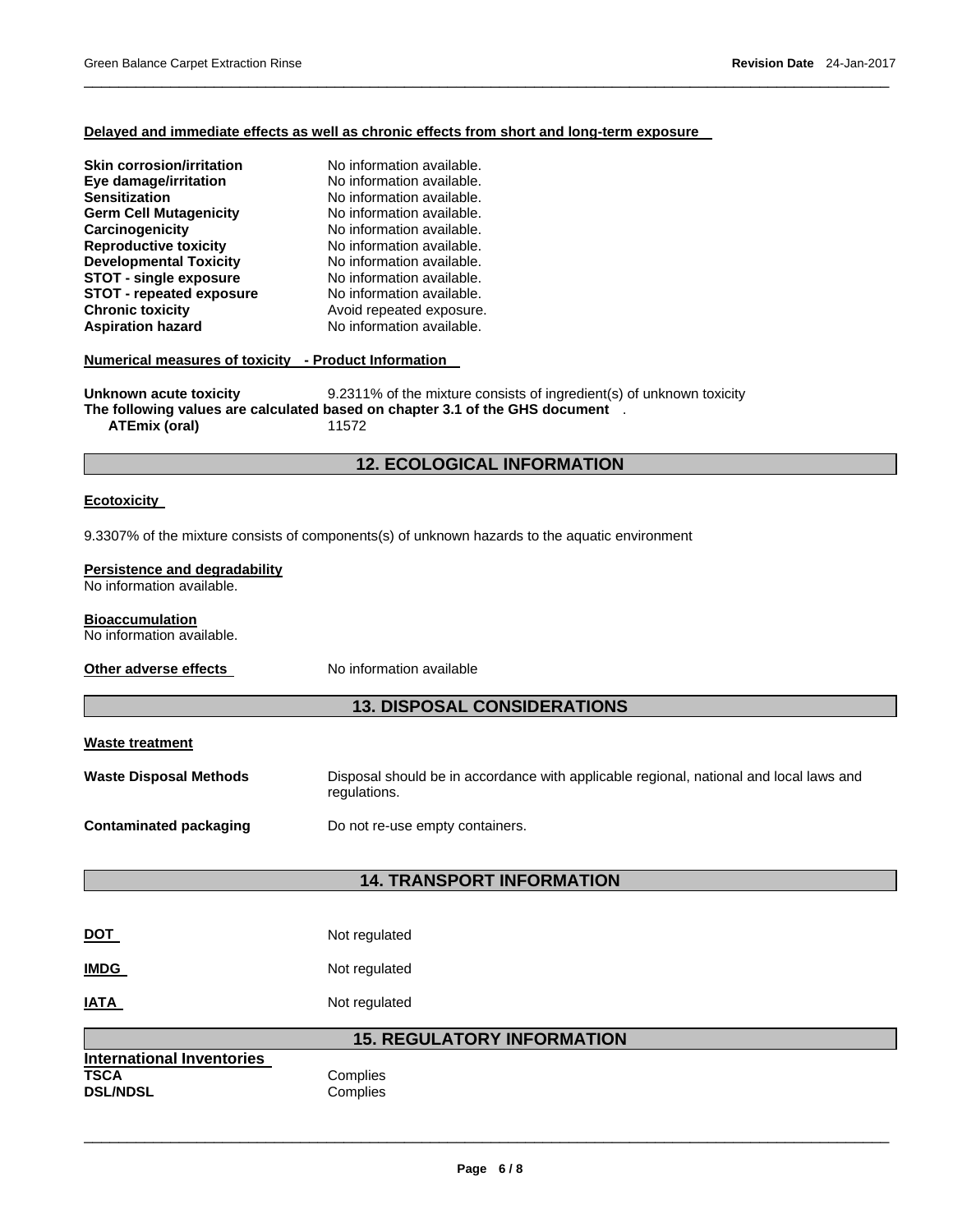**Delayed and immediate effects as well as chronic effects from short and long-term exposure**

| | |
|---|---|
| **Skin corrosion/irritation** | No information available. |
| **Eye damage/irritation** | No information available. |
| **Sensitization** | No information available. |
| **Germ Cell Mutagenicity** | No information available. |
| **Carcinogenicity** | No information available. |
| **Reproductive toxicity** | No information available. |
| **Developmental Toxicity** | No information available. |
| **STOT - single exposure** | No information available. |
| **STOT - repeated exposure** | No information available. |
| **Chronic toxicity** | Avoid repeated exposure. |
| **Aspiration hazard** | No information available. |

**Numerical measures of toxicity - Product Information**

**Unknown acute toxicity** 9.2311% of the mixture consists of ingredient(s) of unknown toxicity

**The following values are calculated based on chapter 3.1 of the GHS document** .

**ATEmix (oral)** 11572

## 12. ECOLOGICAL INFORMATION

**Ecotoxicity**

9.3307% of the mixture consists of components(s) of unknown hazards to the aquatic environment

**Persistence and degradability**
No information available.

**Bioaccumulation**
No information available.

**Other adverse effects** No information available

## 13. DISPOSAL CONSIDERATIONS

**Waste treatment**

| | |
|---|---|
| **Waste Disposal Methods** | Disposal should be in accordance with applicable regional, national and local laws and regulations. |
| **Contaminated packaging** | Do not re-use empty containers. |

## 14. TRANSPORT INFORMATION

| | |
|---|---|
| **DOT** | Not regulated |
| **IMDG** | Not regulated |
| **IATA** | Not regulated |

## 15. REGULATORY INFORMATION

**International Inventories**

| | |
|---|---|
| **TSCA** | Complies |
| **DSL/NDSL** | Complies |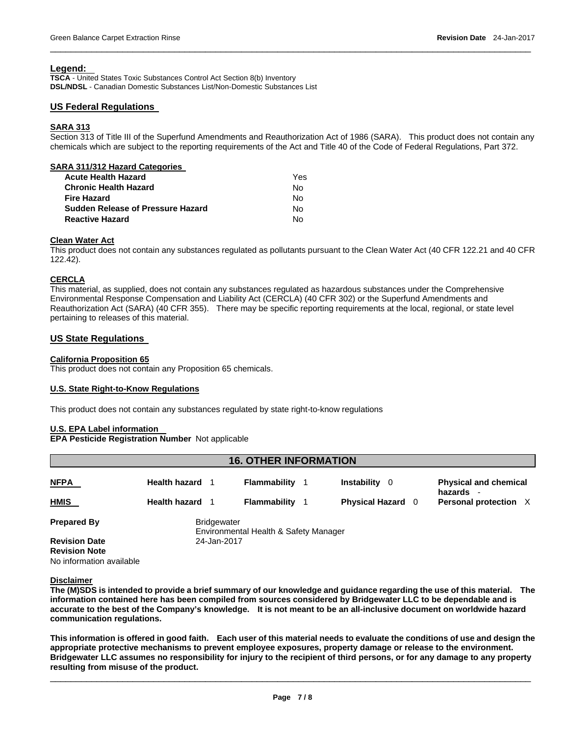**Legend:**

**TSCA** - United States Toxic Substances Control Act Section 8(b) Inventory
**DSL/NDSL** - Canadian Domestic Substances List/Non-Domestic Substances List

## US Federal Regulations

### SARA 313

Section 313 of Title III of the Superfund Amendments and Reauthorization Act of 1986 (SARA). This product does not contain any chemicals which are subject to the reporting requirements of the Act and Title 40 of the Code of Federal Regulations, Part 372.

### SARA 311/312 Hazard Categories

| | |
|---|---|
| **Acute Health Hazard** | Yes |
| **Chronic Health Hazard** | No |
| **Fire Hazard** | No |
| **Sudden Release of Pressure Hazard** | No |
| **Reactive Hazard** | No |

### Clean Water Act

This product does not contain any substances regulated as pollutants pursuant to the Clean Water Act (40 CFR 122.21 and 40 CFR 122.42).

### CERCLA

This material, as supplied, does not contain any substances regulated as hazardous substances under the Comprehensive Environmental Response Compensation and Liability Act (CERCLA) (40 CFR 302) or the Superfund Amendments and Reauthorization Act (SARA) (40 CFR 355). There may be specific reporting requirements at the local, regional, or state level pertaining to releases of this material.

## US State Regulations

### California Proposition 65

This product does not contain any Proposition 65 chemicals.

### U.S. State Right-to-Know Regulations

This product does not contain any substances regulated by state right-to-know regulations

### U.S. EPA Label information

**EPA Pesticide Registration Number** Not applicable

## 16. OTHER INFORMATION

| | | | | |
|---|---|---|---|---|
| **NFPA** | **Health hazard** 1 | **Flammability** 1 | **Instability** 0 | **Physical and chemical hazards** - |
| **HMIS** | **Health hazard** 1 | **Flammability** 1 | **Physical Hazard** 0 | **Personal protection** X |

**Prepared By** Bridgewater
Environmental Health & Safety Manager

**Revision Date** 24-Jan-2017

**Revision Note**

No information available

### Disclaimer

**The (M)SDS is intended to provide a brief summary of our knowledge and guidance regarding the use of this material. The information contained here has been compiled from sources considered by Bridgewater LLC to be dependable and is accurate to the best of the Company's knowledge. It is not meant to be an all-inclusive document on worldwide hazard communication regulations.**

**This information is offered in good faith. Each user of this material needs to evaluate the conditions of use and design the appropriate protective mechanisms to prevent employee exposures, property damage or release to the environment. Bridgewater LLC assumes no responsibility for injury to the recipient of third persons, or for any damage to any property resulting from misuse of the product.**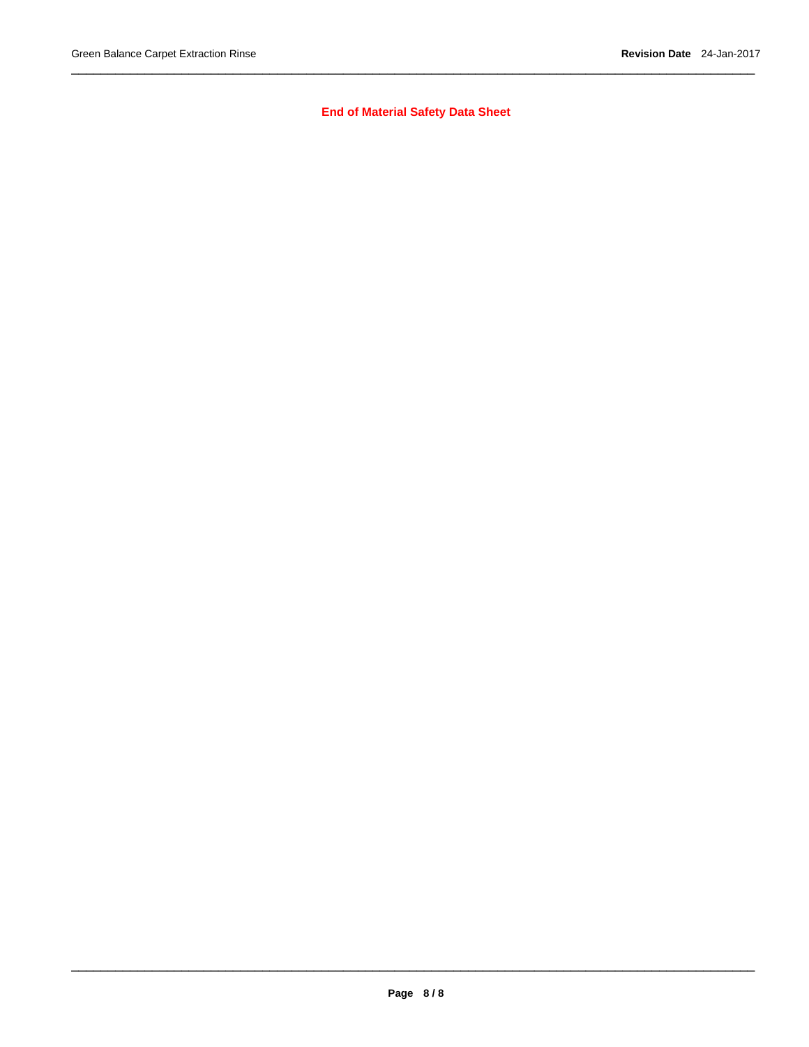**End of Material Safety Data Sheet**